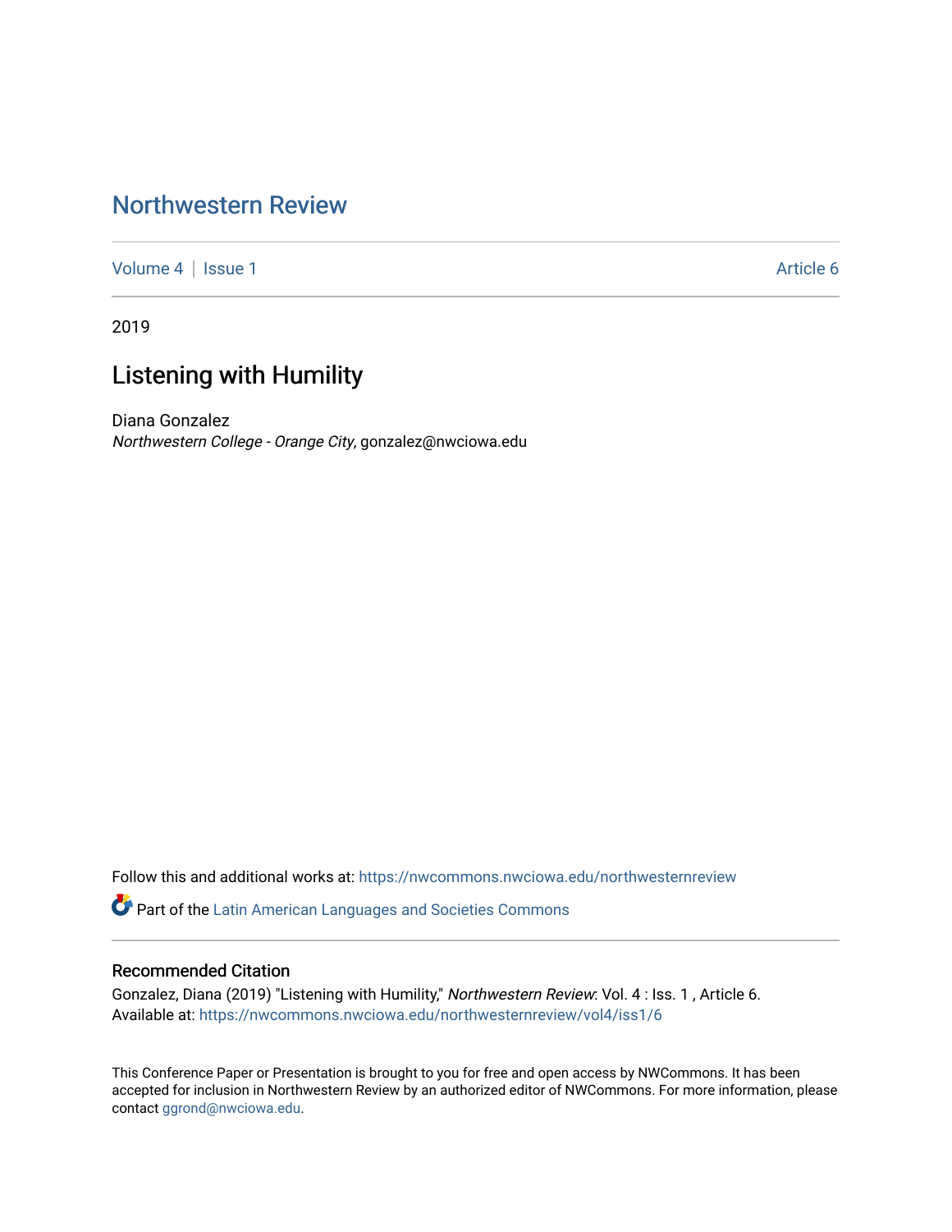# Northwestern Review

Volume 4 | Issue 1 Article 6

2019

## Listening with Humility

Diana Gonzalez
*Northwestern College - Orange City*, gonzalez@nwciowa.edu

Follow this and additional works at: https://nwcommons.nwciowa.edu/northwesternreview

Part of the Latin American Languages and Societies Commons

### Recommended Citation

Gonzalez, Diana (2019) "Listening with Humility," *Northwestern Review*: Vol. 4 : Iss. 1 , Article 6.
Available at: https://nwcommons.nwciowa.edu/northwesternreview/vol4/iss1/6

This Conference Paper or Presentation is brought to you for free and open access by NWCommons. It has been accepted for inclusion in Northwestern Review by an authorized editor of NWCommons. For more information, please contact ggrond@nwciowa.edu.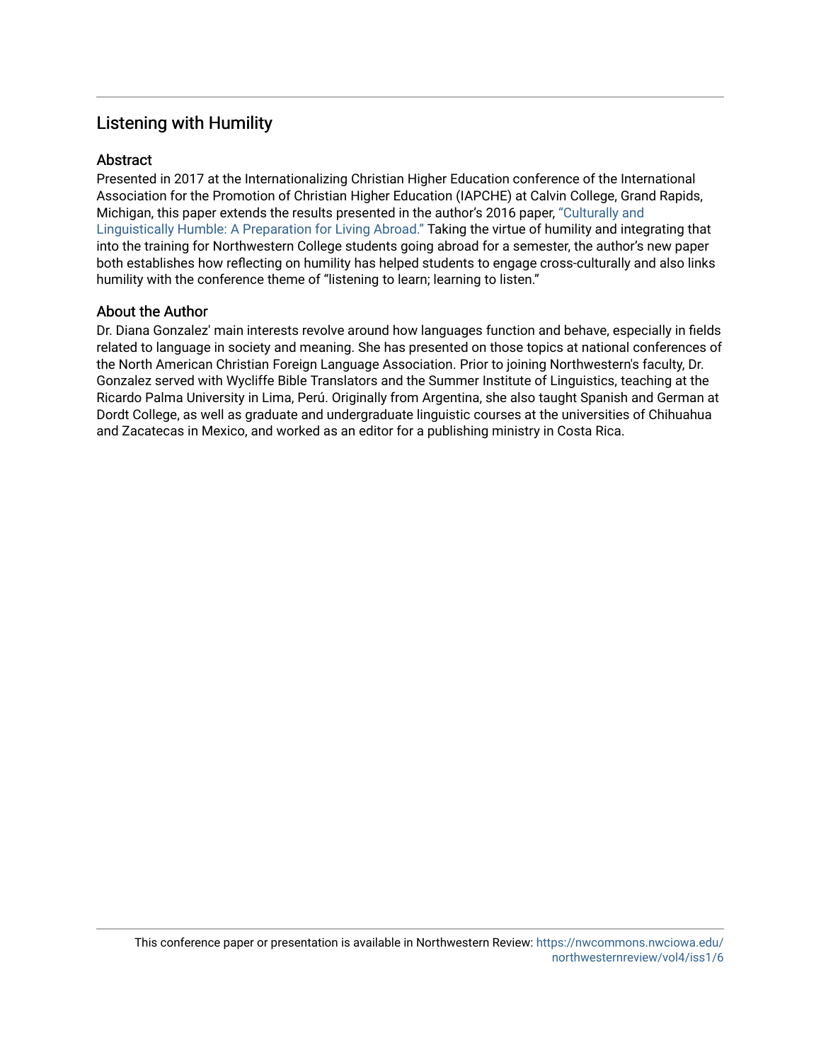# Listening with Humility

## Abstract

Presented in 2017 at the Internationalizing Christian Higher Education conference of the International Association for the Promotion of Christian Higher Education (IAPCHE) at Calvin College, Grand Rapids, Michigan, this paper extends the results presented in the author's 2016 paper, "Culturally and Linguistically Humble: A Preparation for Living Abroad." Taking the virtue of humility and integrating that into the training for Northwestern College students going abroad for a semester, the author's new paper both establishes how reflecting on humility has helped students to engage cross-culturally and also links humility with the conference theme of "listening to learn; learning to listen."

## About the Author

Dr. Diana Gonzalez' main interests revolve around how languages function and behave, especially in fields related to language in society and meaning. She has presented on those topics at national conferences of the North American Christian Foreign Language Association. Prior to joining Northwestern's faculty, Dr. Gonzalez served with Wycliffe Bible Translators and the Summer Institute of Linguistics, teaching at the Ricardo Palma University in Lima, Perú. Originally from Argentina, she also taught Spanish and German at Dordt College, as well as graduate and undergraduate linguistic courses at the universities of Chihuahua and Zacatecas in Mexico, and worked as an editor for a publishing ministry in Costa Rica.

This conference paper or presentation is available in Northwestern Review: https://nwcommons.nwciowa.edu/northwesternreview/vol4/iss1/6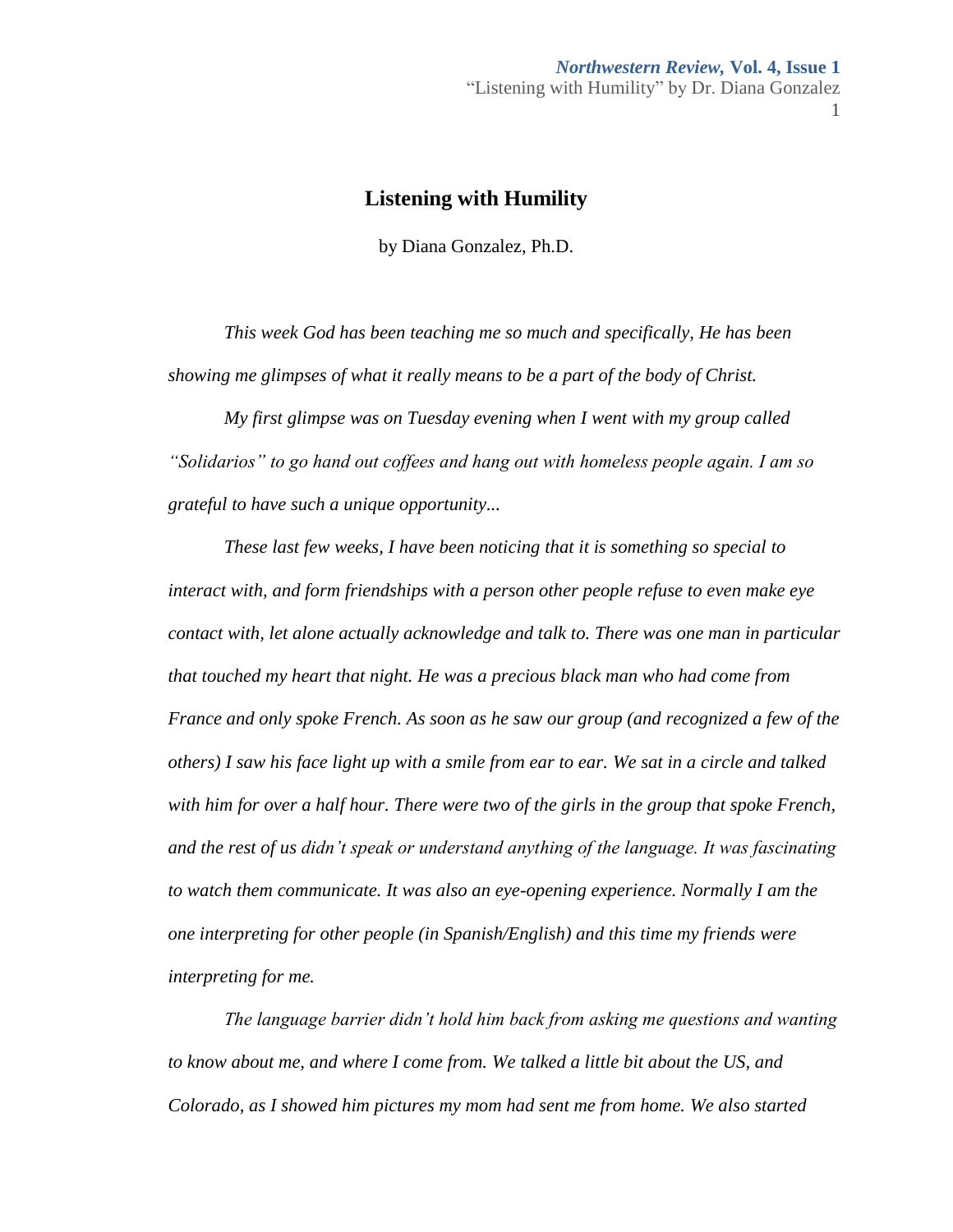# Listening with Humility

by Diana Gonzalez, Ph.D.

*This week God has been teaching me so much and specifically, He has been showing me glimpses of what it really means to be a part of the body of Christ.*

*My first glimpse was on Tuesday evening when I went with my group called "Solidarios" to go hand out coffees and hang out with homeless people again. I am so grateful to have such a unique opportunity...*

*These last few weeks, I have been noticing that it is something so special to interact with, and form friendships with a person other people refuse to even make eye contact with, let alone actually acknowledge and talk to. There was one man in particular that touched my heart that night. He was a precious black man who had come from France and only spoke French. As soon as he saw our group (and recognized a few of the others) I saw his face light up with a smile from ear to ear. We sat in a circle and talked with him for over a half hour. There were two of the girls in the group that spoke French, and the rest of us didn't speak or understand anything of the language. It was fascinating to watch them communicate. It was also an eye-opening experience. Normally I am the one interpreting for other people (in Spanish/English) and this time my friends were interpreting for me.*

*The language barrier didn't hold him back from asking me questions and wanting to know about me, and where I come from. We talked a little bit about the US, and Colorado, as I showed him pictures my mom had sent me from home. We also started*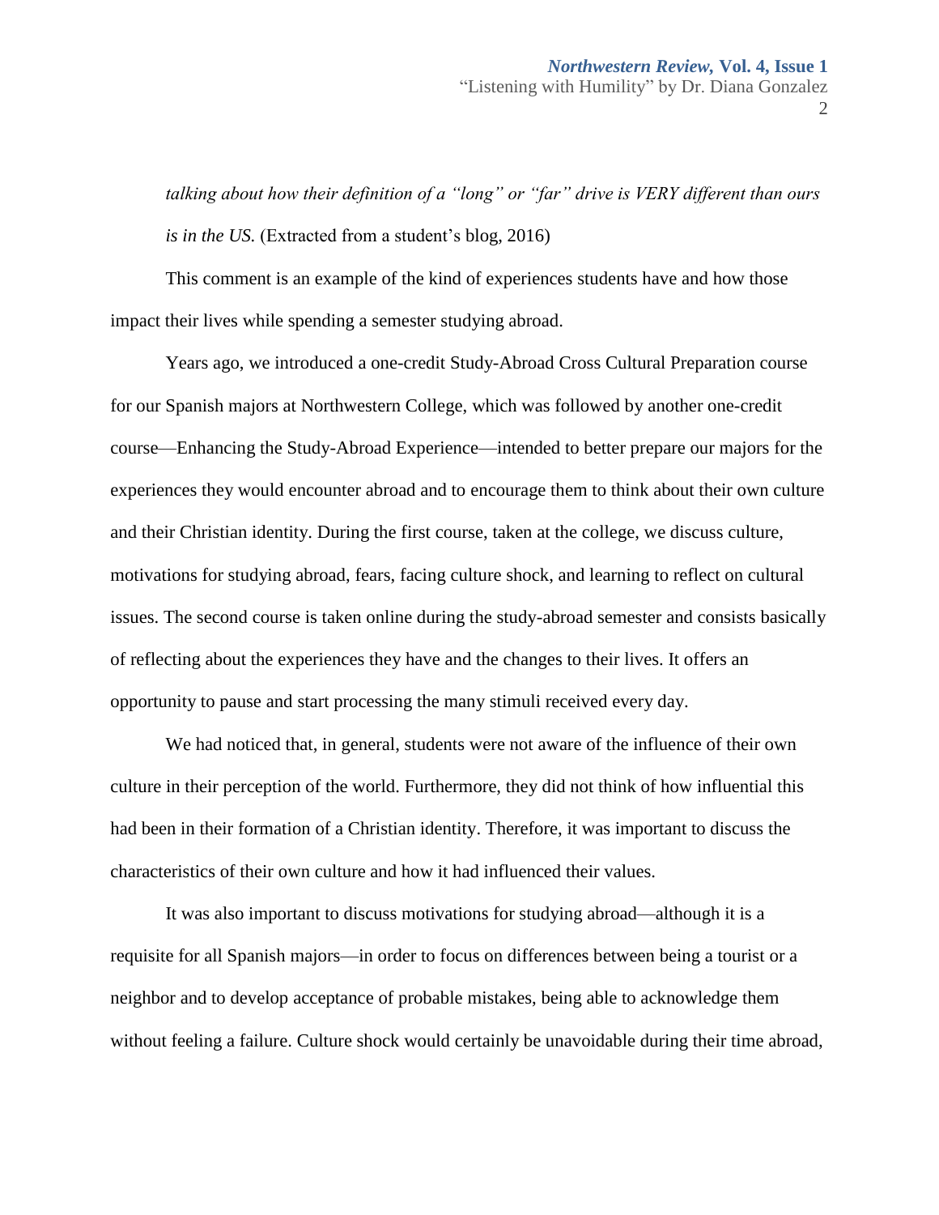> *talking about how their definition of a "long" or "far" drive is VERY different than ours is in the US.* (Extracted from a student's blog, 2016)

This comment is an example of the kind of experiences students have and how those impact their lives while spending a semester studying abroad.

Years ago, we introduced a one-credit Study-Abroad Cross Cultural Preparation course for our Spanish majors at Northwestern College, which was followed by another one-credit course—Enhancing the Study-Abroad Experience—intended to better prepare our majors for the experiences they would encounter abroad and to encourage them to think about their own culture and their Christian identity. During the first course, taken at the college, we discuss culture, motivations for studying abroad, fears, facing culture shock, and learning to reflect on cultural issues. The second course is taken online during the study-abroad semester and consists basically of reflecting about the experiences they have and the changes to their lives. It offers an opportunity to pause and start processing the many stimuli received every day.

We had noticed that, in general, students were not aware of the influence of their own culture in their perception of the world. Furthermore, they did not think of how influential this had been in their formation of a Christian identity. Therefore, it was important to discuss the characteristics of their own culture and how it had influenced their values.

It was also important to discuss motivations for studying abroad—although it is a requisite for all Spanish majors—in order to focus on differences between being a tourist or a neighbor and to develop acceptance of probable mistakes, being able to acknowledge them without feeling a failure. Culture shock would certainly be unavoidable during their time abroad,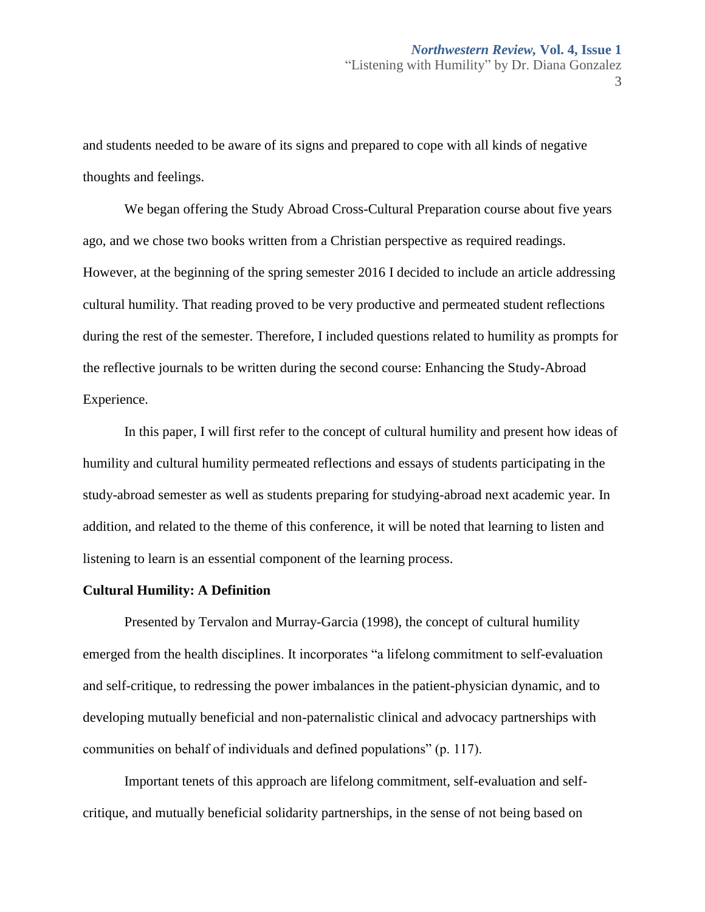and students needed to be aware of its signs and prepared to cope with all kinds of negative thoughts and feelings.

We began offering the Study Abroad Cross-Cultural Preparation course about five years ago, and we chose two books written from a Christian perspective as required readings. However, at the beginning of the spring semester 2016 I decided to include an article addressing cultural humility. That reading proved to be very productive and permeated student reflections during the rest of the semester. Therefore, I included questions related to humility as prompts for the reflective journals to be written during the second course: Enhancing the Study-Abroad Experience.

In this paper, I will first refer to the concept of cultural humility and present how ideas of humility and cultural humility permeated reflections and essays of students participating in the study-abroad semester as well as students preparing for studying-abroad next academic year. In addition, and related to the theme of this conference, it will be noted that learning to listen and listening to learn is an essential component of the learning process.

**Cultural Humility: A Definition**

Presented by Tervalon and Murray-Garcia (1998), the concept of cultural humility emerged from the health disciplines. It incorporates "a lifelong commitment to self-evaluation and self-critique, to redressing the power imbalances in the patient-physician dynamic, and to developing mutually beneficial and non-paternalistic clinical and advocacy partnerships with communities on behalf of individuals and defined populations" (p. 117).

Important tenets of this approach are lifelong commitment, self-evaluation and self-critique, and mutually beneficial solidarity partnerships, in the sense of not being based on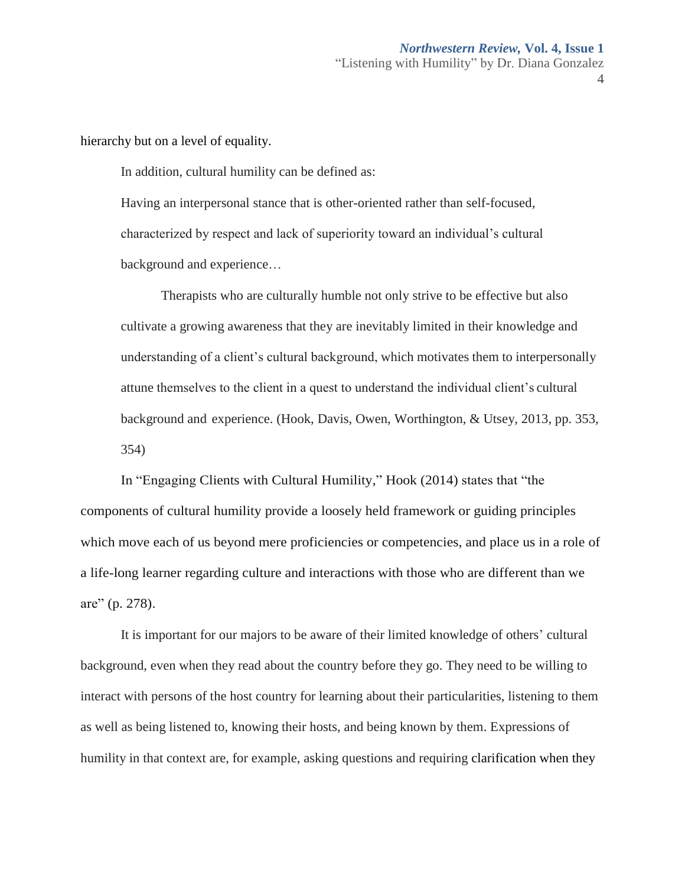hierarchy but on a level of equality.

In addition, cultural humility can be defined as:

> Having an interpersonal stance that is other-oriented rather than self-focused, characterized by respect and lack of superiority toward an individual's cultural background and experience…
>
> Therapists who are culturally humble not only strive to be effective but also cultivate a growing awareness that they are inevitably limited in their knowledge and understanding of a client's cultural background, which motivates them to interpersonally attune themselves to the client in a quest to understand the individual client's cultural background and experience. (Hook, Davis, Owen, Worthington, & Utsey, 2013, pp. 353, 354)

In "Engaging Clients with Cultural Humility," Hook (2014) states that "the components of cultural humility provide a loosely held framework or guiding principles which move each of us beyond mere proficiencies or competencies, and place us in a role of a life-long learner regarding culture and interactions with those who are different than we are" (p. 278).

It is important for our majors to be aware of their limited knowledge of others' cultural background, even when they read about the country before they go. They need to be willing to interact with persons of the host country for learning about their particularities, listening to them as well as being listened to, knowing their hosts, and being known by them. Expressions of humility in that context are, for example, asking questions and requiring clarification when they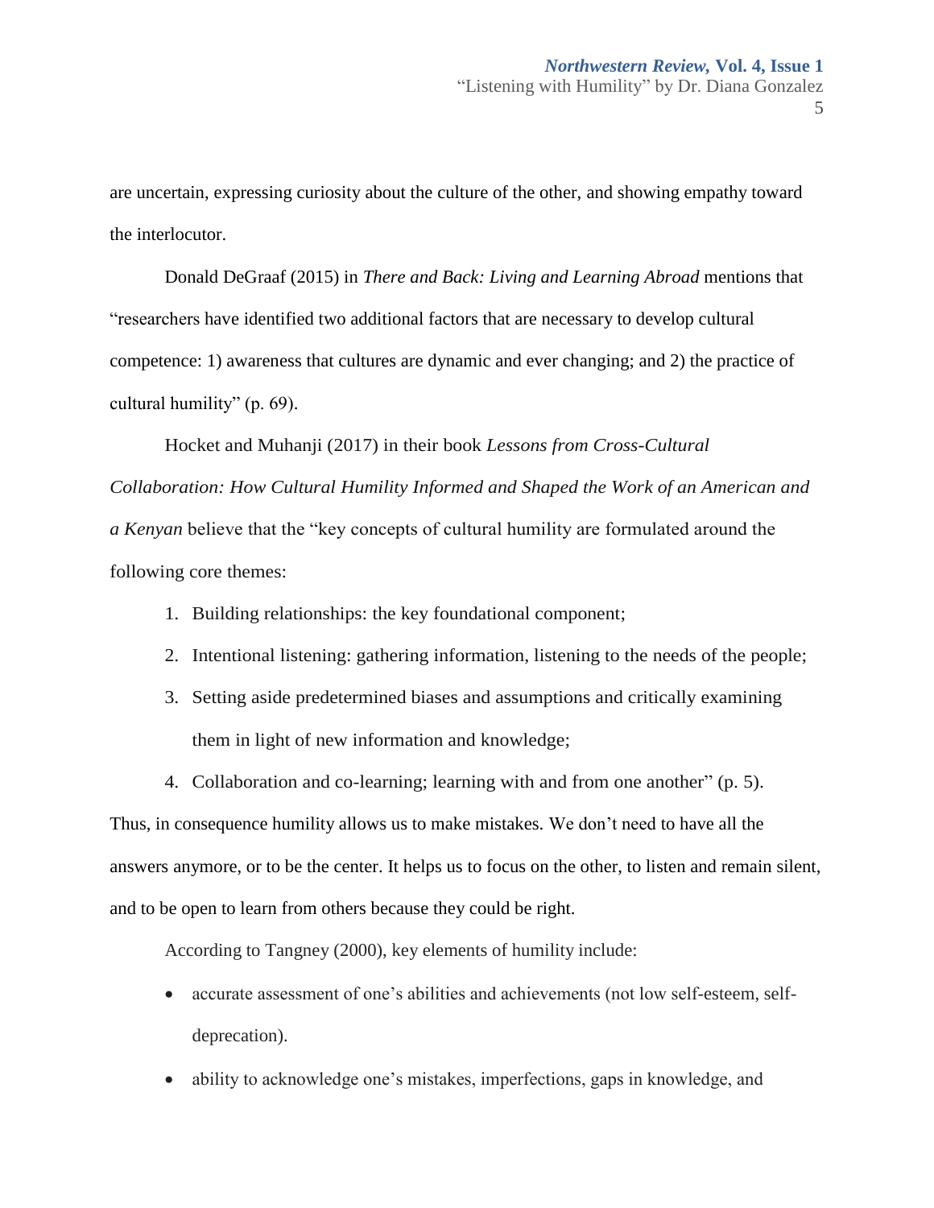are uncertain, expressing curiosity about the culture of the other, and showing empathy toward the interlocutor.

Donald DeGraaf (2015) in *There and Back: Living and Learning Abroad* mentions that "researchers have identified two additional factors that are necessary to develop cultural competence: 1) awareness that cultures are dynamic and ever changing; and 2) the practice of cultural humility" (p. 69).

Hocket and Muhanji (2017) in their book *Lessons from Cross-Cultural Collaboration: How Cultural Humility Informed and Shaped the Work of an American and a Kenyan* believe that the "key concepts of cultural humility are formulated around the following core themes:

1. Building relationships: the key foundational component;
2. Intentional listening: gathering information, listening to the needs of the people;
3. Setting aside predetermined biases and assumptions and critically examining them in light of new information and knowledge;
4. Collaboration and co-learning; learning with and from one another" (p. 5).

Thus, in consequence humility allows us to make mistakes. We don't need to have all the answers anymore, or to be the center. It helps us to focus on the other, to listen and remain silent, and to be open to learn from others because they could be right.

According to Tangney (2000), key elements of humility include:

- accurate assessment of one's abilities and achievements (not low self-esteem, self-deprecation).
- ability to acknowledge one's mistakes, imperfections, gaps in knowledge, and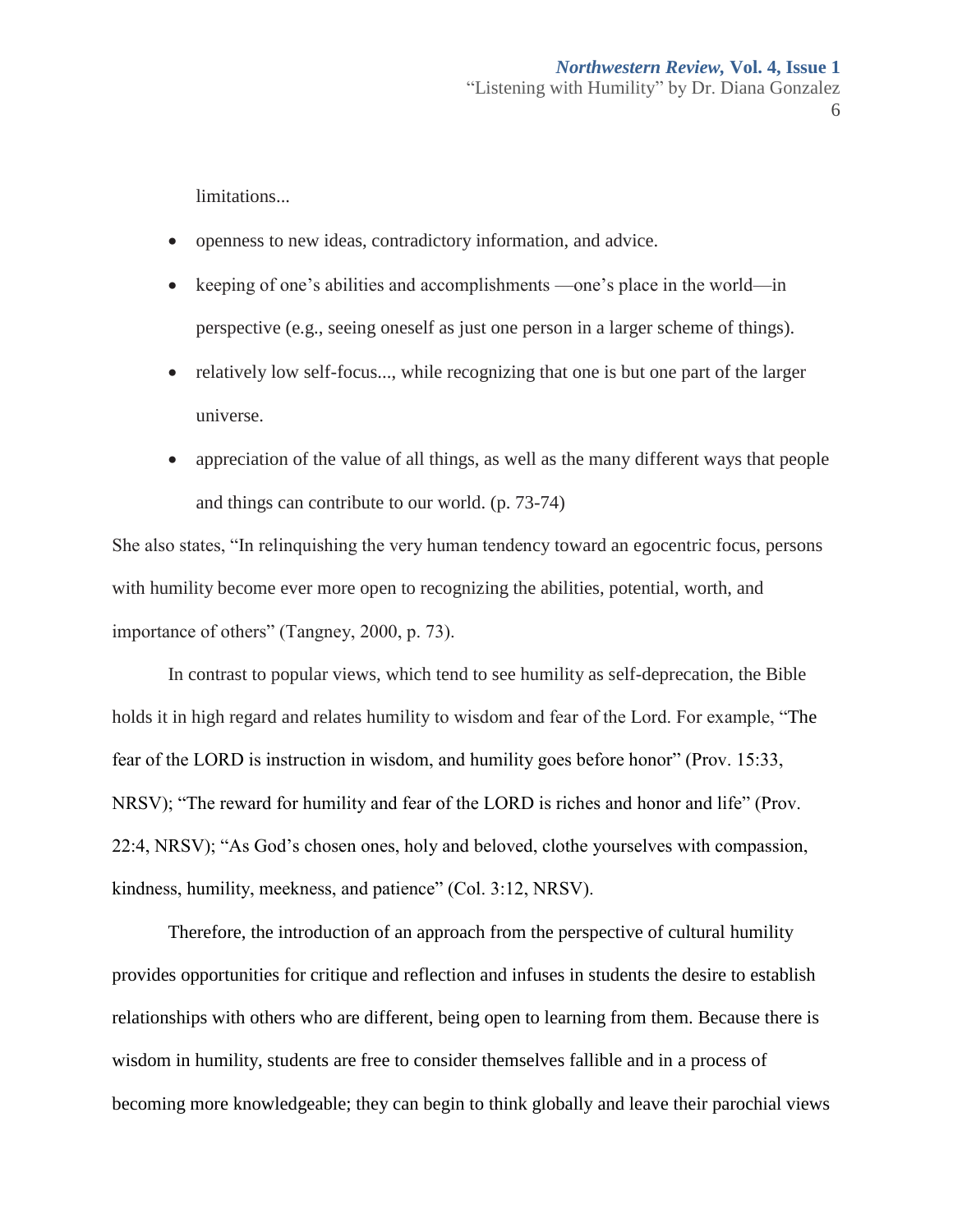limitations...

- openness to new ideas, contradictory information, and advice.
- keeping of one's abilities and accomplishments —one's place in the world—in perspective (e.g., seeing oneself as just one person in a larger scheme of things).
- relatively low self-focus..., while recognizing that one is but one part of the larger universe.
- appreciation of the value of all things, as well as the many different ways that people and things can contribute to our world. (p. 73-74)

She also states, "In relinquishing the very human tendency toward an egocentric focus, persons with humility become ever more open to recognizing the abilities, potential, worth, and importance of others" (Tangney, 2000, p. 73).

In contrast to popular views, which tend to see humility as self-deprecation, the Bible holds it in high regard and relates humility to wisdom and fear of the Lord. For example, "The fear of the LORD is instruction in wisdom, and humility goes before honor" (Prov. 15:33, NRSV); "The reward for humility and fear of the LORD is riches and honor and life" (Prov. 22:4, NRSV); "As God's chosen ones, holy and beloved, clothe yourselves with compassion, kindness, humility, meekness, and patience" (Col. 3:12, NRSV).

Therefore, the introduction of an approach from the perspective of cultural humility provides opportunities for critique and reflection and infuses in students the desire to establish relationships with others who are different, being open to learning from them. Because there is wisdom in humility, students are free to consider themselves fallible and in a process of becoming more knowledgeable; they can begin to think globally and leave their parochial views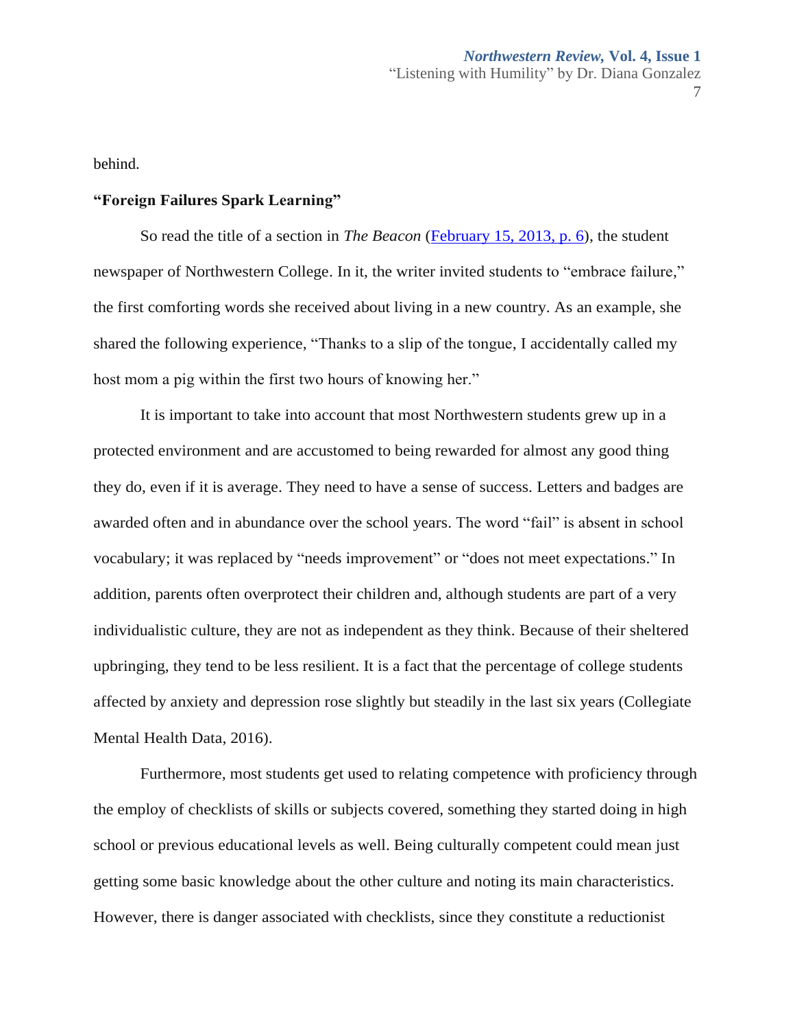behind.

**"Foreign Failures Spark Learning"**

So read the title of a section in *The Beacon* (February 15, 2013, p. 6), the student newspaper of Northwestern College. In it, the writer invited students to "embrace failure," the first comforting words she received about living in a new country. As an example, she shared the following experience, "Thanks to a slip of the tongue, I accidentally called my host mom a pig within the first two hours of knowing her."

It is important to take into account that most Northwestern students grew up in a protected environment and are accustomed to being rewarded for almost any good thing they do, even if it is average. They need to have a sense of success. Letters and badges are awarded often and in abundance over the school years. The word "fail" is absent in school vocabulary; it was replaced by "needs improvement" or "does not meet expectations." In addition, parents often overprotect their children and, although students are part of a very individualistic culture, they are not as independent as they think. Because of their sheltered upbringing, they tend to be less resilient. It is a fact that the percentage of college students affected by anxiety and depression rose slightly but steadily in the last six years (Collegiate Mental Health Data, 2016).

Furthermore, most students get used to relating competence with proficiency through the employ of checklists of skills or subjects covered, something they started doing in high school or previous educational levels as well. Being culturally competent could mean just getting some basic knowledge about the other culture and noting its main characteristics. However, there is danger associated with checklists, since they constitute a reductionist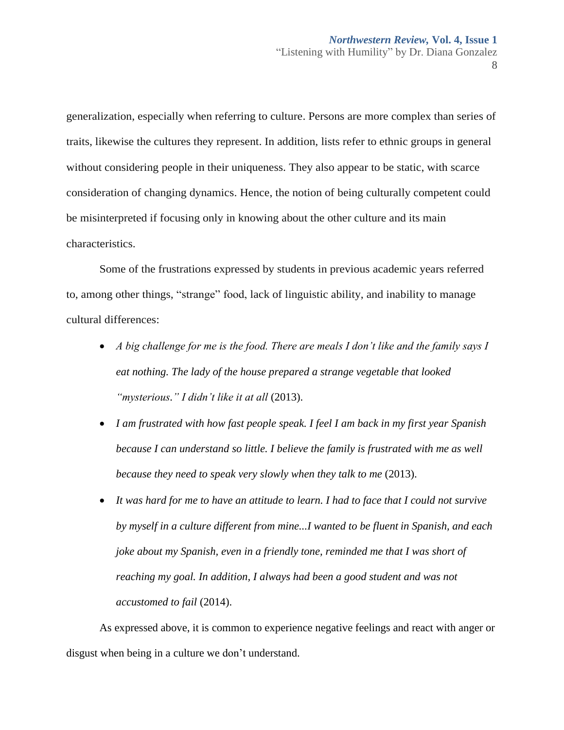generalization, especially when referring to culture. Persons are more complex than series of traits, likewise the cultures they represent. In addition, lists refer to ethnic groups in general without considering people in their uniqueness. They also appear to be static, with scarce consideration of changing dynamics. Hence, the notion of being culturally competent could be misinterpreted if focusing only in knowing about the other culture and its main characteristics.

Some of the frustrations expressed by students in previous academic years referred to, among other things, "strange" food, lack of linguistic ability, and inability to manage cultural differences:

- *A big challenge for me is the food. There are meals I don't like and the family says I eat nothing. The lady of the house prepared a strange vegetable that looked "mysterious." I didn't like it at all* (2013).
- *I am frustrated with how fast people speak. I feel I am back in my first year Spanish because I can understand so little. I believe the family is frustrated with me as well because they need to speak very slowly when they talk to me* (2013).
- *It was hard for me to have an attitude to learn. I had to face that I could not survive by myself in a culture different from mine...I wanted to be fluent in Spanish, and each joke about my Spanish, even in a friendly tone, reminded me that I was short of reaching my goal. In addition, I always had been a good student and was not accustomed to fail* (2014).

As expressed above, it is common to experience negative feelings and react with anger or disgust when being in a culture we don't understand.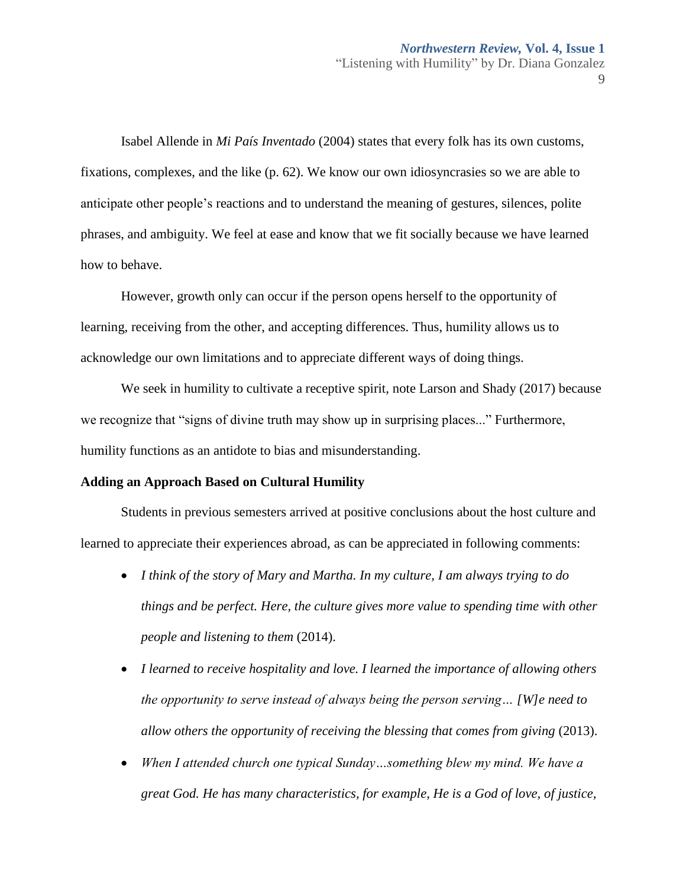Isabel Allende in *Mi País Inventado* (2004) states that every folk has its own customs, fixations, complexes, and the like (p. 62). We know our own idiosyncrasies so we are able to anticipate other people's reactions and to understand the meaning of gestures, silences, polite phrases, and ambiguity. We feel at ease and know that we fit socially because we have learned how to behave.

However, growth only can occur if the person opens herself to the opportunity of learning, receiving from the other, and accepting differences. Thus, humility allows us to acknowledge our own limitations and to appreciate different ways of doing things.

We seek in humility to cultivate a receptive spirit, note Larson and Shady (2017) because we recognize that "signs of divine truth may show up in surprising places..." Furthermore, humility functions as an antidote to bias and misunderstanding.

**Adding an Approach Based on Cultural Humility**

Students in previous semesters arrived at positive conclusions about the host culture and learned to appreciate their experiences abroad, as can be appreciated in following comments:

- *I think of the story of Mary and Martha. In my culture, I am always trying to do things and be perfect. Here, the culture gives more value to spending time with other people and listening to them* (2014).
- *I learned to receive hospitality and love. I learned the importance of allowing others the opportunity to serve instead of always being the person serving… [W]e need to allow others the opportunity of receiving the blessing that comes from giving* (2013).
- *When I attended church one typical Sunday…something blew my mind. We have a great God. He has many characteristics, for example, He is a God of love, of justice,*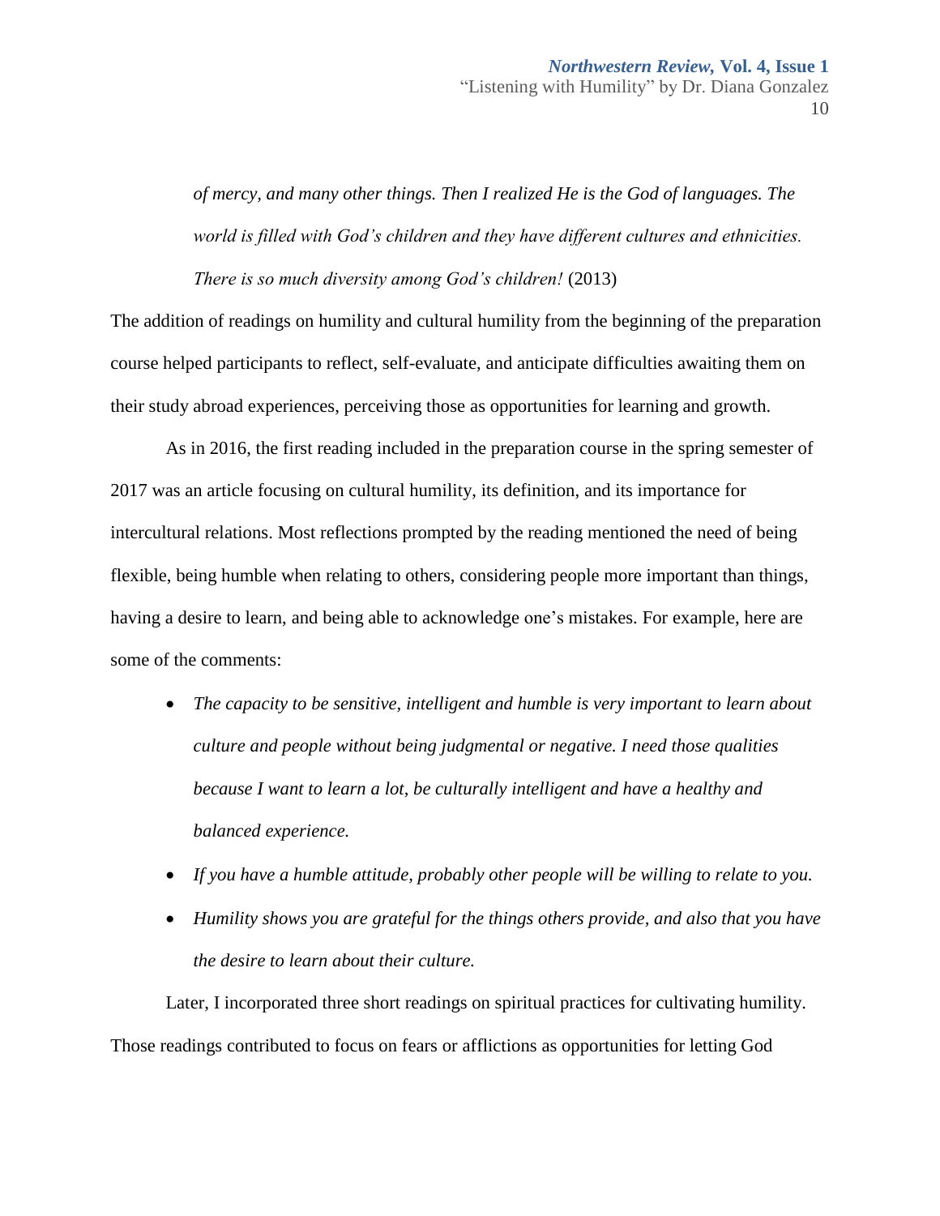> *of mercy, and many other things. Then I realized He is the God of languages. The world is filled with God's children and they have different cultures and ethnicities. There is so much diversity among God's children!* (2013)

The addition of readings on humility and cultural humility from the beginning of the preparation course helped participants to reflect, self-evaluate, and anticipate difficulties awaiting them on their study abroad experiences, perceiving those as opportunities for learning and growth.

As in 2016, the first reading included in the preparation course in the spring semester of 2017 was an article focusing on cultural humility, its definition, and its importance for intercultural relations. Most reflections prompted by the reading mentioned the need of being flexible, being humble when relating to others, considering people more important than things, having a desire to learn, and being able to acknowledge one's mistakes. For example, here are some of the comments:

- *The capacity to be sensitive, intelligent and humble is very important to learn about culture and people without being judgmental or negative. I need those qualities because I want to learn a lot, be culturally intelligent and have a healthy and balanced experience.*
- *If you have a humble attitude, probably other people will be willing to relate to you.*
- *Humility shows you are grateful for the things others provide, and also that you have the desire to learn about their culture.*

Later, I incorporated three short readings on spiritual practices for cultivating humility. Those readings contributed to focus on fears or afflictions as opportunities for letting God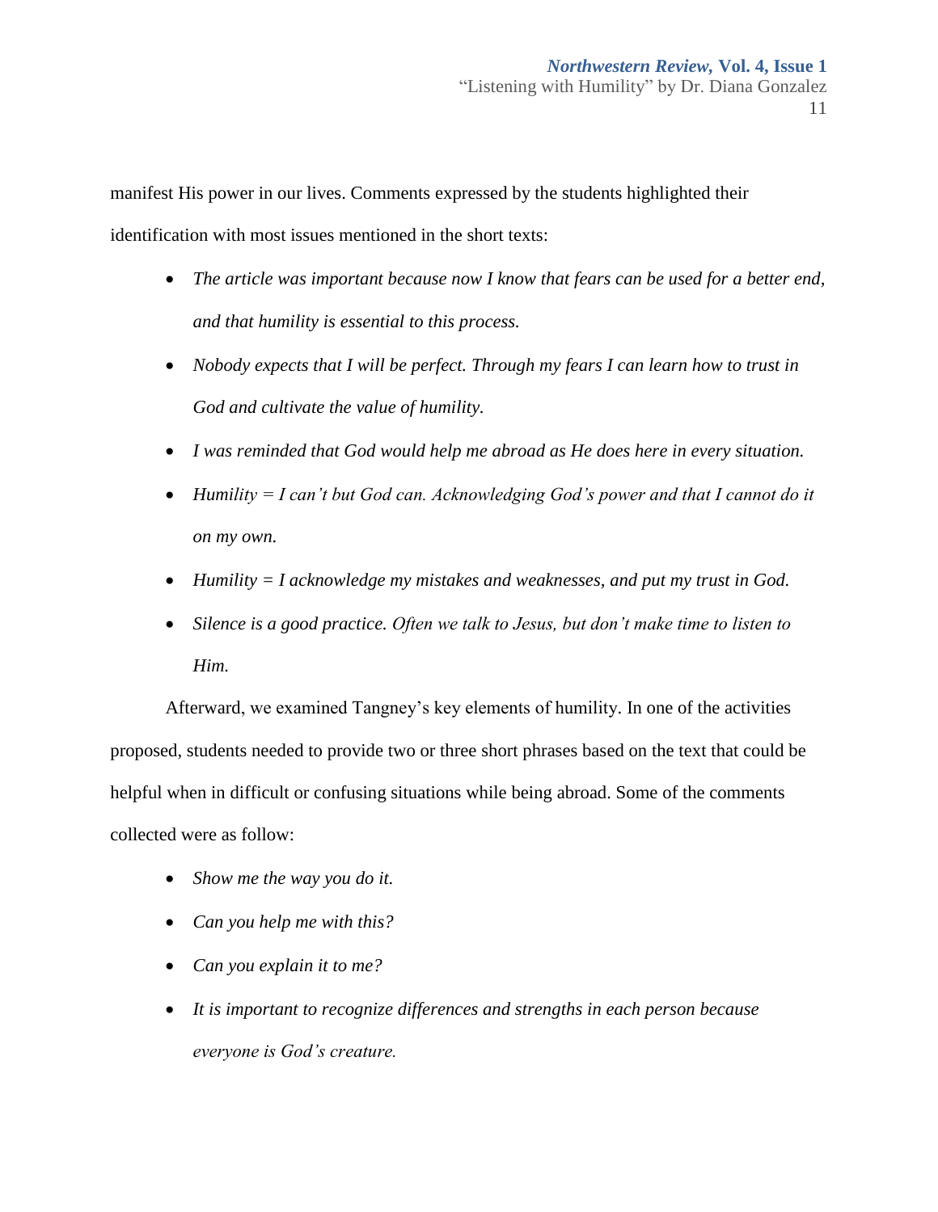manifest His power in our lives. Comments expressed by the students highlighted their identification with most issues mentioned in the short texts:

- *The article was important because now I know that fears can be used for a better end, and that humility is essential to this process.*
- *Nobody expects that I will be perfect. Through my fears I can learn how to trust in God and cultivate the value of humility.*
- *I was reminded that God would help me abroad as He does here in every situation.*
- *Humility = I can't but God can. Acknowledging God's power and that I cannot do it on my own.*
- *Humility = I acknowledge my mistakes and weaknesses, and put my trust in God.*
- *Silence is a good practice. Often we talk to Jesus, but don't make time to listen to Him.*

Afterward, we examined Tangney's key elements of humility. In one of the activities proposed, students needed to provide two or three short phrases based on the text that could be helpful when in difficult or confusing situations while being abroad. Some of the comments collected were as follow:

- *Show me the way you do it.*
- *Can you help me with this?*
- *Can you explain it to me?*
- *It is important to recognize differences and strengths in each person because everyone is God's creature.*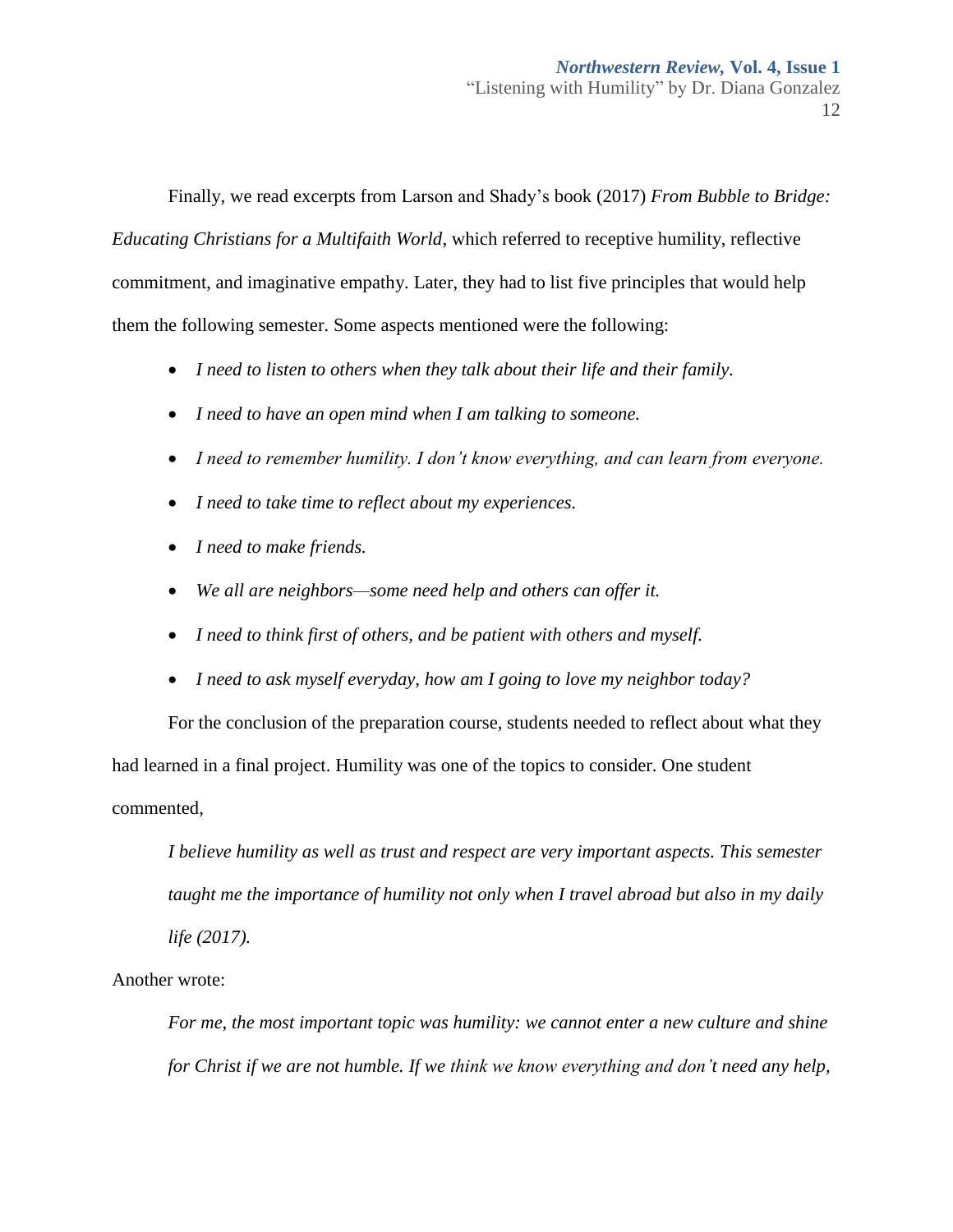Finally, we read excerpts from Larson and Shady's book (2017) *From Bubble to Bridge: Educating Christians for a Multifaith World*, which referred to receptive humility, reflective commitment, and imaginative empathy. Later, they had to list five principles that would help them the following semester. Some aspects mentioned were the following:

- *I need to listen to others when they talk about their life and their family.*
- *I need to have an open mind when I am talking to someone.*
- *I need to remember humility. I don't know everything, and can learn from everyone.*
- *I need to take time to reflect about my experiences.*
- *I need to make friends.*
- *We all are neighbors—some need help and others can offer it.*
- *I need to think first of others, and be patient with others and myself.*
- *I need to ask myself everyday, how am I going to love my neighbor today?*

For the conclusion of the preparation course, students needed to reflect about what they had learned in a final project. Humility was one of the topics to consider. One student commented,

> *I believe humility as well as trust and respect are very important aspects. This semester taught me the importance of humility not only when I travel abroad but also in my daily life (2017).*

Another wrote:

> *For me, the most important topic was humility: we cannot enter a new culture and shine for Christ if we are not humble. If we think we know everything and don't need any help,*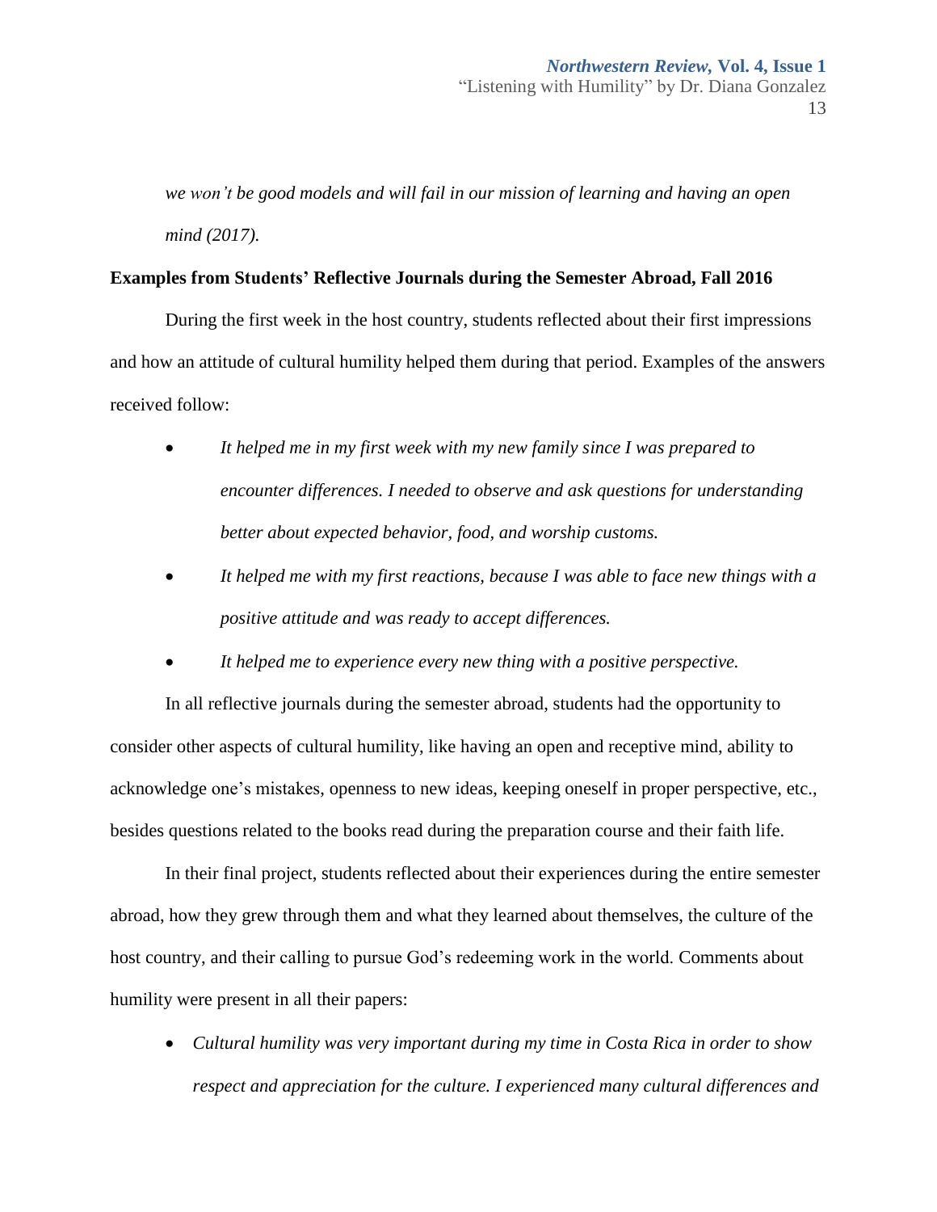*we won't be good models and will fail in our mission of learning and having an open mind (2017).*

**Examples from Students' Reflective Journals during the Semester Abroad, Fall 2016**

During the first week in the host country, students reflected about their first impressions and how an attitude of cultural humility helped them during that period. Examples of the answers received follow:

- *It helped me in my first week with my new family since I was prepared to encounter differences. I needed to observe and ask questions for understanding better about expected behavior, food, and worship customs.*
- *It helped me with my first reactions, because I was able to face new things with a positive attitude and was ready to accept differences.*
- *It helped me to experience every new thing with a positive perspective.*

In all reflective journals during the semester abroad, students had the opportunity to consider other aspects of cultural humility, like having an open and receptive mind, ability to acknowledge one's mistakes, openness to new ideas, keeping oneself in proper perspective, etc., besides questions related to the books read during the preparation course and their faith life.

In their final project, students reflected about their experiences during the entire semester abroad, how they grew through them and what they learned about themselves, the culture of the host country, and their calling to pursue God's redeeming work in the world. Comments about humility were present in all their papers:

- *Cultural humility was very important during my time in Costa Rica in order to show respect and appreciation for the culture. I experienced many cultural differences and*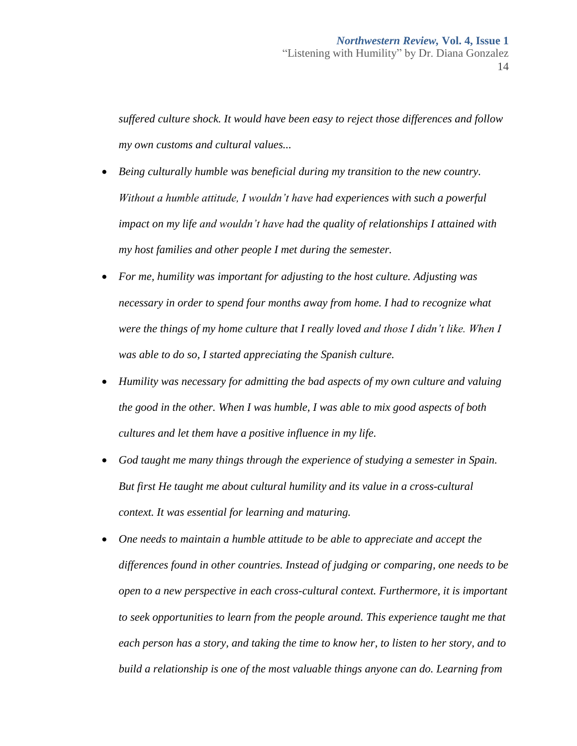*suffered culture shock. It would have been easy to reject those differences and follow my own customs and cultural values...*

- *Being culturally humble was beneficial during my transition to the new country. Without a humble attitude, I wouldn't have had experiences with such a powerful impact on my life and wouldn't have had the quality of relationships I attained with my host families and other people I met during the semester.*
- *For me, humility was important for adjusting to the host culture. Adjusting was necessary in order to spend four months away from home. I had to recognize what were the things of my home culture that I really loved and those I didn't like. When I was able to do so, I started appreciating the Spanish culture.*
- *Humility was necessary for admitting the bad aspects of my own culture and valuing the good in the other. When I was humble, I was able to mix good aspects of both cultures and let them have a positive influence in my life.*
- *God taught me many things through the experience of studying a semester in Spain. But first He taught me about cultural humility and its value in a cross-cultural context. It was essential for learning and maturing.*
- *One needs to maintain a humble attitude to be able to appreciate and accept the differences found in other countries. Instead of judging or comparing, one needs to be open to a new perspective in each cross-cultural context. Furthermore, it is important to seek opportunities to learn from the people around. This experience taught me that each person has a story, and taking the time to know her, to listen to her story, and to build a relationship is one of the most valuable things anyone can do. Learning from*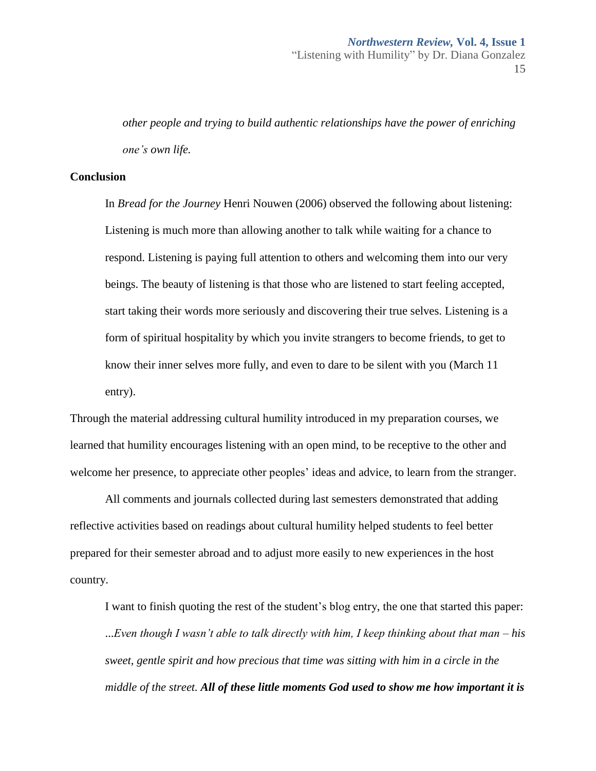*other people and trying to build authentic relationships have the power of enriching one's own life.*

**Conclusion**

> In *Bread for the Journey* Henri Nouwen (2006) observed the following about listening: Listening is much more than allowing another to talk while waiting for a chance to respond. Listening is paying full attention to others and welcoming them into our very beings. The beauty of listening is that those who are listened to start feeling accepted, start taking their words more seriously and discovering their true selves. Listening is a form of spiritual hospitality by which you invite strangers to become friends, to get to know their inner selves more fully, and even to dare to be silent with you (March 11 entry).

Through the material addressing cultural humility introduced in my preparation courses, we learned that humility encourages listening with an open mind, to be receptive to the other and welcome her presence, to appreciate other peoples' ideas and advice, to learn from the stranger.

All comments and journals collected during last semesters demonstrated that adding reflective activities based on readings about cultural humility helped students to feel better prepared for their semester abroad and to adjust more easily to new experiences in the host country.

> I want to finish quoting the rest of the student's blog entry, the one that started this paper: *...Even though I wasn't able to talk directly with him, I keep thinking about that man – his sweet, gentle spirit and how precious that time was sitting with him in a circle in the middle of the street.* ***All of these little moments God used to show me how important it is***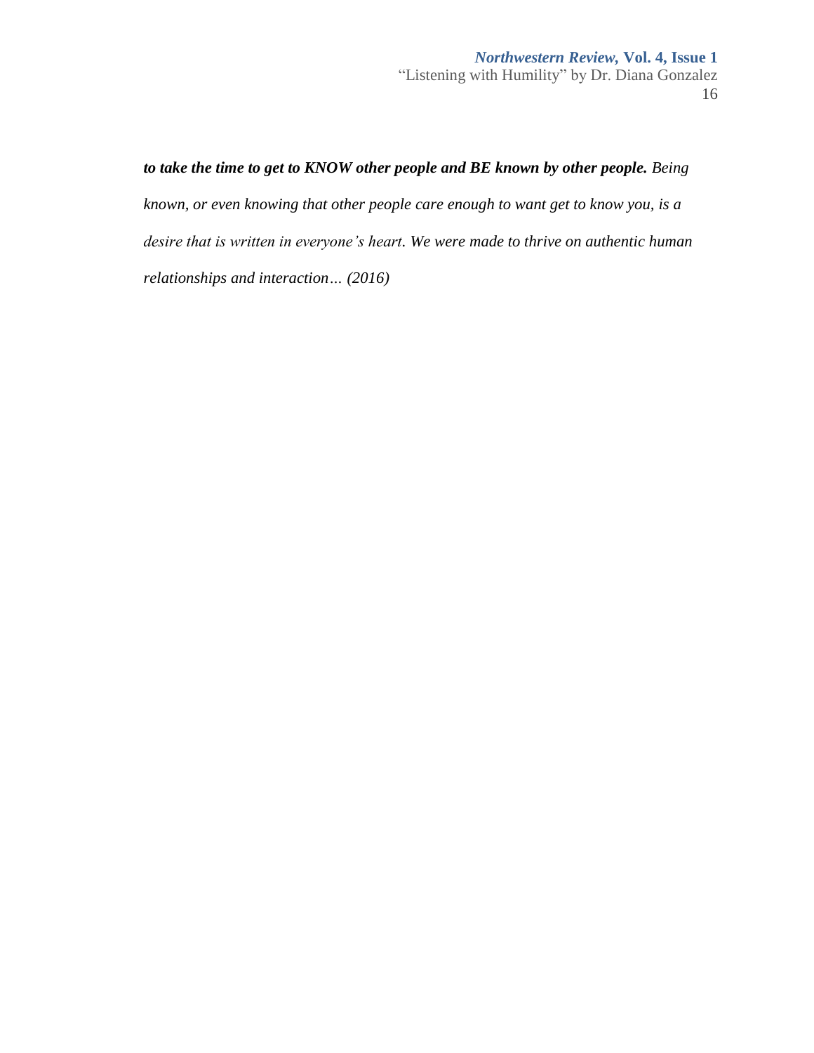***to take the time to get to KNOW other people and BE known by other people.*** *Being known, or even knowing that other people care enough to want get to know you, is a desire that is written in everyone's heart. We were made to thrive on authentic human relationships and interaction… (2016)*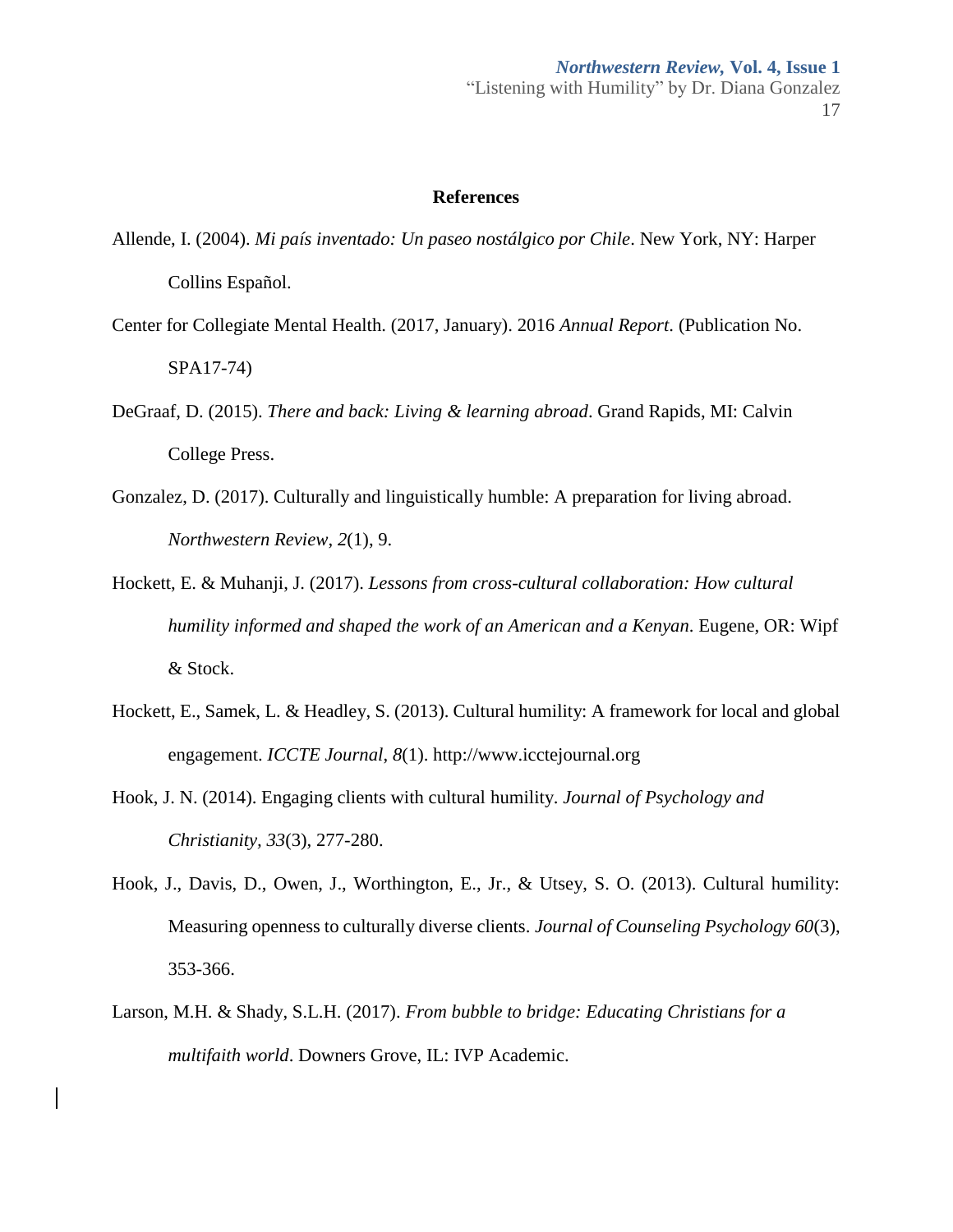## References

Allende, I. (2004). *Mi país inventado: Un paseo nostálgico por Chile*. New York, NY: Harper Collins Español.

Center for Collegiate Mental Health. (2017, January). 2016 *Annual Report*. (Publication No. SPA17-74)

DeGraaf, D. (2015). *There and back: Living & learning abroad*. Grand Rapids, MI: Calvin College Press.

Gonzalez, D. (2017). Culturally and linguistically humble: A preparation for living abroad. *Northwestern Review*, *2*(1), 9.

Hockett, E. & Muhanji, J. (2017). *Lessons from cross-cultural collaboration: How cultural humility informed and shaped the work of an American and a Kenyan*. Eugene, OR: Wipf & Stock.

Hockett, E., Samek, L. & Headley, S. (2013). Cultural humility: A framework for local and global engagement. *ICCTE Journal*, *8*(1). http://www.icctejournal.org

Hook, J. N. (2014). Engaging clients with cultural humility. *Journal of Psychology and Christianity*, *33*(3), 277-280.

Hook, J., Davis, D., Owen, J., Worthington, E., Jr., & Utsey, S. O. (2013). Cultural humility: Measuring openness to culturally diverse clients. *Journal of Counseling Psychology 60*(3), 353-366.

Larson, M.H. & Shady, S.L.H. (2017). *From bubble to bridge: Educating Christians for a multifaith world*. Downers Grove, IL: IVP Academic.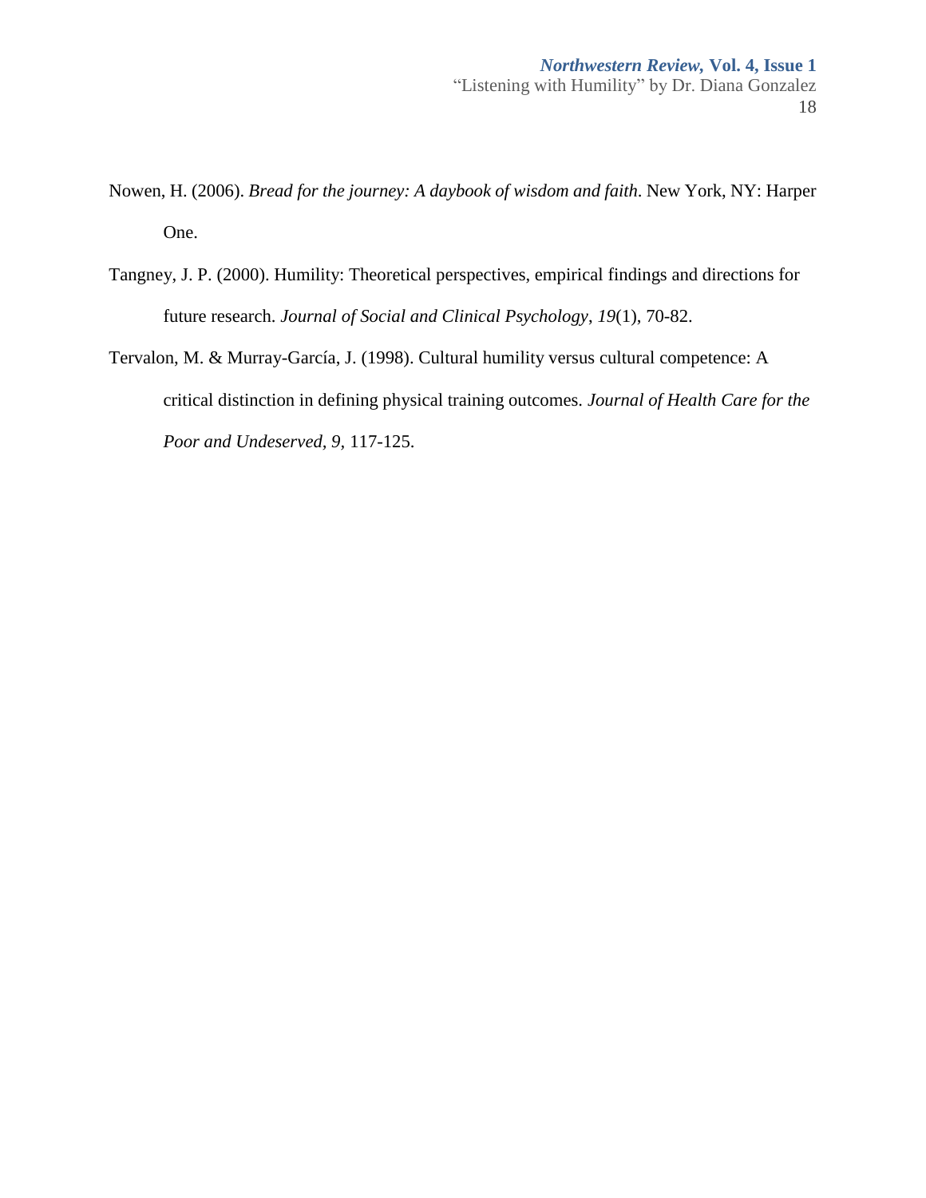Nowen, H. (2006). *Bread for the journey: A daybook of wisdom and faith*. New York, NY: Harper One.

Tangney, J. P. (2000). Humility: Theoretical perspectives, empirical findings and directions for future research. *Journal of Social and Clinical Psychology*, *19*(1), 70-82.

Tervalon, M. & Murray-García, J. (1998). Cultural humility versus cultural competence: A critical distinction in defining physical training outcomes. *Journal of Health Care for the Poor and Undeserved, 9,* 117-125.